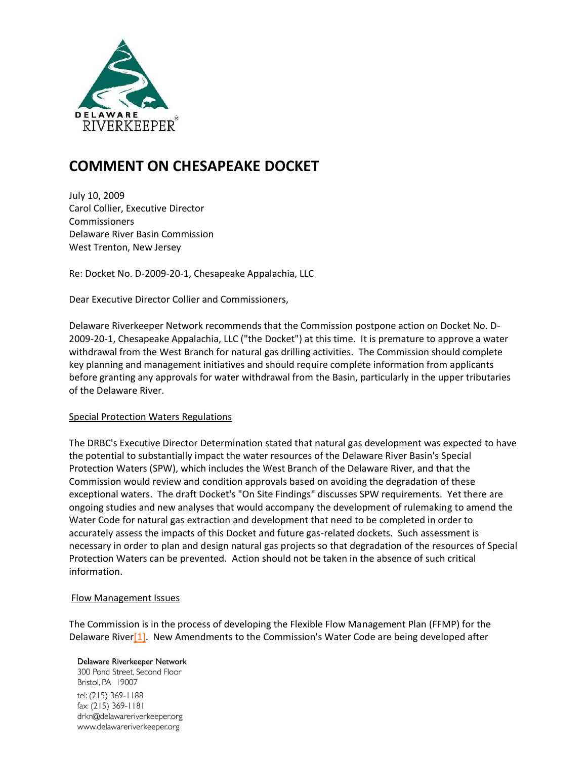DELAWARE RIVERKEEPER®

# COMMENT ON CHESAPEAKE DOCKET

July 10, 2009
Carol Collier, Executive Director
Commissioners
Delaware River Basin Commission
West Trenton, New Jersey

Re: Docket No. D-2009-20-1, Chesapeake Appalachia, LLC

Dear Executive Director Collier and Commissioners,

Delaware Riverkeeper Network recommends that the Commission postpone action on Docket No. D-2009-20-1, Chesapeake Appalachia, LLC ("the Docket") at this time. It is premature to approve a water withdrawal from the West Branch for natural gas drilling activities. The Commission should complete key planning and management initiatives and should require complete information from applicants before granting any approvals for water withdrawal from the Basin, particularly in the upper tributaries of the Delaware River.

<u>Special Protection Waters Regulations</u>

The DRBC's Executive Director Determination stated that natural gas development was expected to have the potential to substantially impact the water resources of the Delaware River Basin's Special Protection Waters (SPW), which includes the West Branch of the Delaware River, and that the Commission would review and condition approvals based on avoiding the degradation of these exceptional waters. The draft Docket's "On Site Findings" discusses SPW requirements. Yet there are ongoing studies and new analyses that would accompany the development of rulemaking to amend the Water Code for natural gas extraction and development that need to be completed in order to accurately assess the impacts of this Docket and future gas-related dockets. Such assessment is necessary in order to plan and design natural gas projects so that degradation of the resources of Special Protection Waters can be prevented. Action should not be taken in the absence of such critical information.

<u>Flow Management Issues</u>

The Commission is in the process of developing the Flexible Flow Management Plan (FFMP) for the Delaware River[1]. New Amendments to the Commission's Water Code are being developed after

Delaware Riverkeeper Network
300 Pond Street, Second Floor
Bristol, PA 19007
tel: (215) 369-1188
fax: (215) 369-1181
drkn@delawareriverkeeper.org
www.delawareriverkeeper.org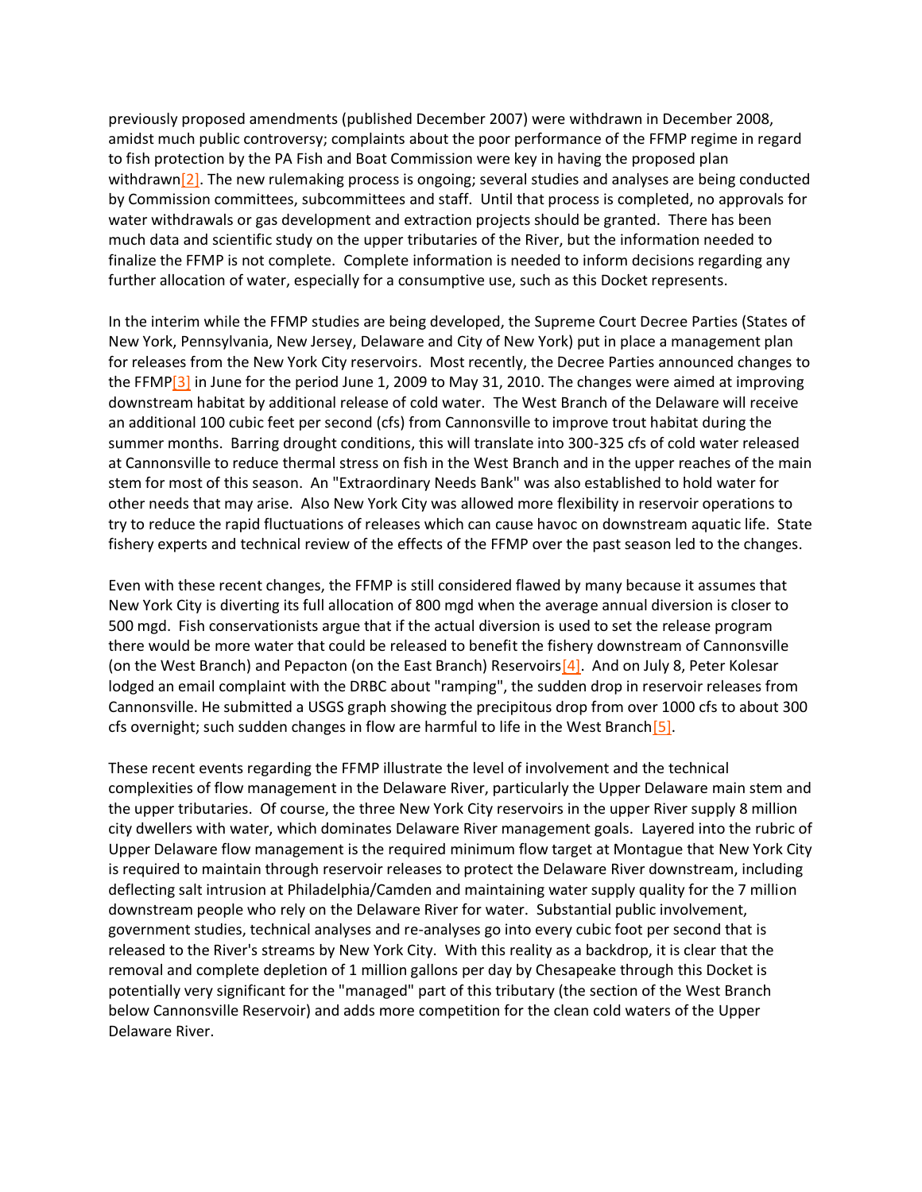previously proposed amendments (published December 2007) were withdrawn in December 2008, amidst much public controversy; complaints about the poor performance of the FFMP regime in regard to fish protection by the PA Fish and Boat Commission were key in having the proposed plan withdrawn[2]. The new rulemaking process is ongoing; several studies and analyses are being conducted by Commission committees, subcommittees and staff. Until that process is completed, no approvals for water withdrawals or gas development and extraction projects should be granted. There has been much data and scientific study on the upper tributaries of the River, but the information needed to finalize the FFMP is not complete. Complete information is needed to inform decisions regarding any further allocation of water, especially for a consumptive use, such as this Docket represents.

In the interim while the FFMP studies are being developed, the Supreme Court Decree Parties (States of New York, Pennsylvania, New Jersey, Delaware and City of New York) put in place a management plan for releases from the New York City reservoirs. Most recently, the Decree Parties announced changes to the FFMP[3] in June for the period June 1, 2009 to May 31, 2010. The changes were aimed at improving downstream habitat by additional release of cold water. The West Branch of the Delaware will receive an additional 100 cubic feet per second (cfs) from Cannonsville to improve trout habitat during the summer months. Barring drought conditions, this will translate into 300-325 cfs of cold water released at Cannonsville to reduce thermal stress on fish in the West Branch and in the upper reaches of the main stem for most of this season. An "Extraordinary Needs Bank" was also established to hold water for other needs that may arise. Also New York City was allowed more flexibility in reservoir operations to try to reduce the rapid fluctuations of releases which can cause havoc on downstream aquatic life. State fishery experts and technical review of the effects of the FFMP over the past season led to the changes.

Even with these recent changes, the FFMP is still considered flawed by many because it assumes that New York City is diverting its full allocation of 800 mgd when the average annual diversion is closer to 500 mgd. Fish conservationists argue that if the actual diversion is used to set the release program there would be more water that could be released to benefit the fishery downstream of Cannonsville (on the West Branch) and Pepacton (on the East Branch) Reservoirs[4]. And on July 8, Peter Kolesar lodged an email complaint with the DRBC about "ramping", the sudden drop in reservoir releases from Cannonsville. He submitted a USGS graph showing the precipitous drop from over 1000 cfs to about 300 cfs overnight; such sudden changes in flow are harmful to life in the West Branch[5].

These recent events regarding the FFMP illustrate the level of involvement and the technical complexities of flow management in the Delaware River, particularly the Upper Delaware main stem and the upper tributaries. Of course, the three New York City reservoirs in the upper River supply 8 million city dwellers with water, which dominates Delaware River management goals. Layered into the rubric of Upper Delaware flow management is the required minimum flow target at Montague that New York City is required to maintain through reservoir releases to protect the Delaware River downstream, including deflecting salt intrusion at Philadelphia/Camden and maintaining water supply quality for the 7 million downstream people who rely on the Delaware River for water. Substantial public involvement, government studies, technical analyses and re-analyses go into every cubic foot per second that is released to the River's streams by New York City. With this reality as a backdrop, it is clear that the removal and complete depletion of 1 million gallons per day by Chesapeake through this Docket is potentially very significant for the "managed" part of this tributary (the section of the West Branch below Cannonsville Reservoir) and adds more competition for the clean cold waters of the Upper Delaware River.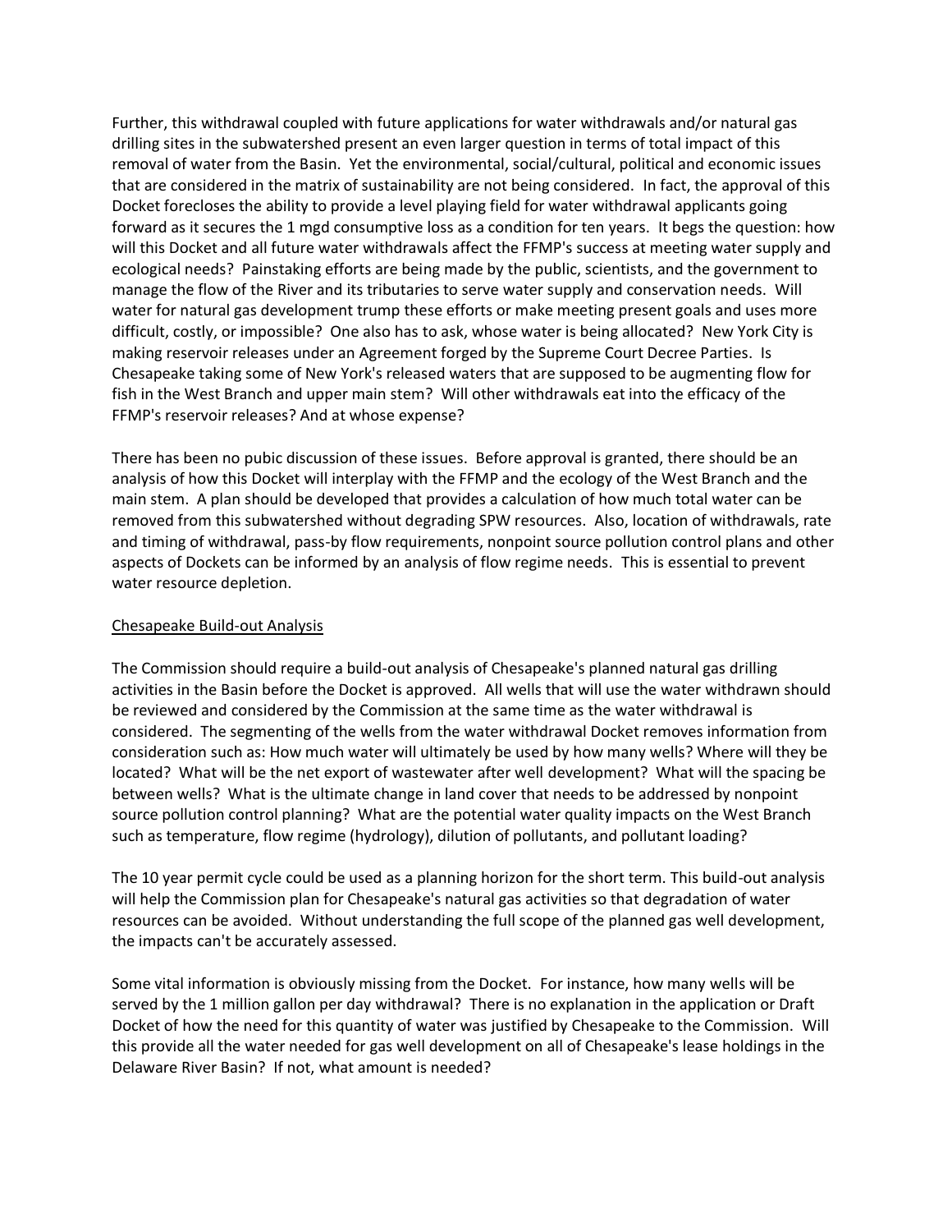Further, this withdrawal coupled with future applications for water withdrawals and/or natural gas drilling sites in the subwatershed present an even larger question in terms of total impact of this removal of water from the Basin. Yet the environmental, social/cultural, political and economic issues that are considered in the matrix of sustainability are not being considered. In fact, the approval of this Docket forecloses the ability to provide a level playing field for water withdrawal applicants going forward as it secures the 1 mgd consumptive loss as a condition for ten years. It begs the question: how will this Docket and all future water withdrawals affect the FFMP's success at meeting water supply and ecological needs? Painstaking efforts are being made by the public, scientists, and the government to manage the flow of the River and its tributaries to serve water supply and conservation needs. Will water for natural gas development trump these efforts or make meeting present goals and uses more difficult, costly, or impossible? One also has to ask, whose water is being allocated? New York City is making reservoir releases under an Agreement forged by the Supreme Court Decree Parties. Is Chesapeake taking some of New York's released waters that are supposed to be augmenting flow for fish in the West Branch and upper main stem? Will other withdrawals eat into the efficacy of the FFMP's reservoir releases? And at whose expense?

There has been no pubic discussion of these issues. Before approval is granted, there should be an analysis of how this Docket will interplay with the FFMP and the ecology of the West Branch and the main stem. A plan should be developed that provides a calculation of how much total water can be removed from this subwatershed without degrading SPW resources. Also, location of withdrawals, rate and timing of withdrawal, pass-by flow requirements, nonpoint source pollution control plans and other aspects of Dockets can be informed by an analysis of flow regime needs. This is essential to prevent water resource depletion.

<u>Chesapeake Build-out Analysis</u>

The Commission should require a build-out analysis of Chesapeake's planned natural gas drilling activities in the Basin before the Docket is approved. All wells that will use the water withdrawn should be reviewed and considered by the Commission at the same time as the water withdrawal is considered. The segmenting of the wells from the water withdrawal Docket removes information from consideration such as: How much water will ultimately be used by how many wells? Where will they be located? What will be the net export of wastewater after well development? What will the spacing be between wells? What is the ultimate change in land cover that needs to be addressed by nonpoint source pollution control planning? What are the potential water quality impacts on the West Branch such as temperature, flow regime (hydrology), dilution of pollutants, and pollutant loading?

The 10 year permit cycle could be used as a planning horizon for the short term. This build-out analysis will help the Commission plan for Chesapeake's natural gas activities so that degradation of water resources can be avoided. Without understanding the full scope of the planned gas well development, the impacts can't be accurately assessed.

Some vital information is obviously missing from the Docket. For instance, how many wells will be served by the 1 million gallon per day withdrawal? There is no explanation in the application or Draft Docket of how the need for this quantity of water was justified by Chesapeake to the Commission. Will this provide all the water needed for gas well development on all of Chesapeake's lease holdings in the Delaware River Basin? If not, what amount is needed?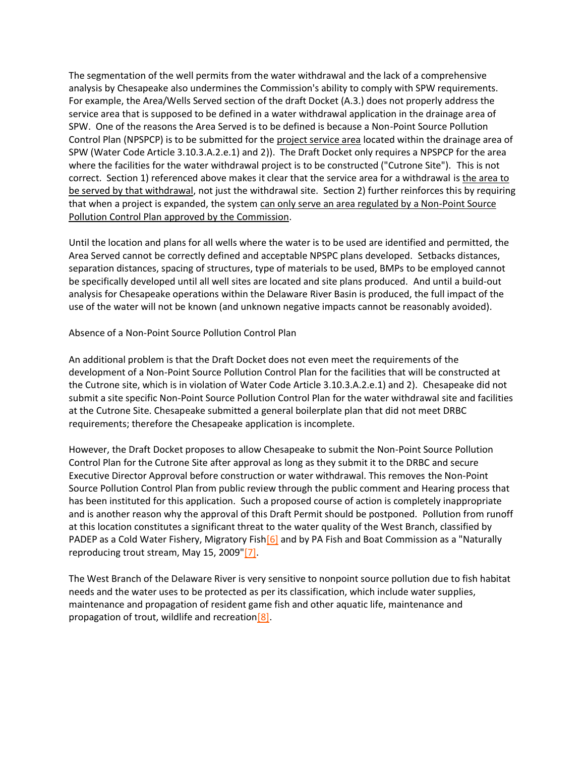The segmentation of the well permits from the water withdrawal and the lack of a comprehensive analysis by Chesapeake also undermines the Commission's ability to comply with SPW requirements. For example, the Area/Wells Served section of the draft Docket (A.3.) does not properly address the service area that is supposed to be defined in a water withdrawal application in the drainage area of SPW. One of the reasons the Area Served is to be defined is because a Non-Point Source Pollution Control Plan (NPSPCP) is to be submitted for the project service area located within the drainage area of SPW (Water Code Article 3.10.3.A.2.e.1) and 2)). The Draft Docket only requires a NPSPCP for the area where the facilities for the water withdrawal project is to be constructed ("Cutrone Site"). This is not correct. Section 1) referenced above makes it clear that the service area for a withdrawal is the area to be served by that withdrawal, not just the withdrawal site. Section 2) further reinforces this by requiring that when a project is expanded, the system can only serve an area regulated by a Non-Point Source Pollution Control Plan approved by the Commission.

Until the location and plans for all wells where the water is to be used are identified and permitted, the Area Served cannot be correctly defined and acceptable NPSPC plans developed. Setbacks distances, separation distances, spacing of structures, type of materials to be used, BMPs to be employed cannot be specifically developed until all well sites are located and site plans produced. And until a build-out analysis for Chesapeake operations within the Delaware River Basin is produced, the full impact of the use of the water will not be known (and unknown negative impacts cannot be reasonably avoided).

Absence of a Non-Point Source Pollution Control Plan

An additional problem is that the Draft Docket does not even meet the requirements of the development of a Non-Point Source Pollution Control Plan for the facilities that will be constructed at the Cutrone site, which is in violation of Water Code Article 3.10.3.A.2.e.1) and 2). Chesapeake did not submit a site specific Non-Point Source Pollution Control Plan for the water withdrawal site and facilities at the Cutrone Site. Chesapeake submitted a general boilerplate plan that did not meet DRBC requirements; therefore the Chesapeake application is incomplete.

However, the Draft Docket proposes to allow Chesapeake to submit the Non-Point Source Pollution Control Plan for the Cutrone Site after approval as long as they submit it to the DRBC and secure Executive Director Approval before construction or water withdrawal. This removes the Non-Point Source Pollution Control Plan from public review through the public comment and Hearing process that has been instituted for this application. Such a proposed course of action is completely inappropriate and is another reason why the approval of this Draft Permit should be postponed. Pollution from runoff at this location constitutes a significant threat to the water quality of the West Branch, classified by PADEP as a Cold Water Fishery, Migratory Fish[6] and by PA Fish and Boat Commission as a "Naturally reproducing trout stream, May 15, 2009"[7].

The West Branch of the Delaware River is very sensitive to nonpoint source pollution due to fish habitat needs and the water uses to be protected as per its classification, which include water supplies, maintenance and propagation of resident game fish and other aquatic life, maintenance and propagation of trout, wildlife and recreation[8].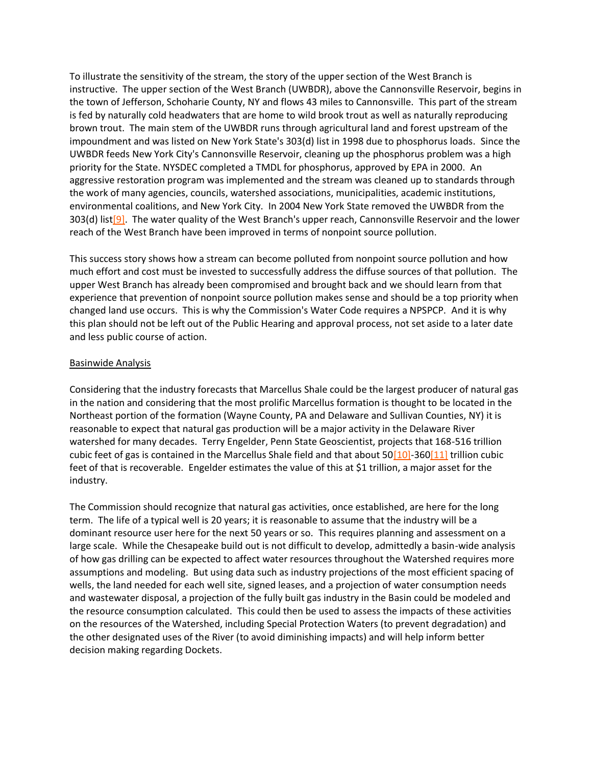To illustrate the sensitivity of the stream, the story of the upper section of the West Branch is instructive. The upper section of the West Branch (UWBDR), above the Cannonsville Reservoir, begins in the town of Jefferson, Schoharie County, NY and flows 43 miles to Cannonsville. This part of the stream is fed by naturally cold headwaters that are home to wild brook trout as well as naturally reproducing brown trout. The main stem of the UWBDR runs through agricultural land and forest upstream of the impoundment and was listed on New York State's 303(d) list in 1998 due to phosphorus loads. Since the UWBDR feeds New York City's Cannonsville Reservoir, cleaning up the phosphorus problem was a high priority for the State. NYSDEC completed a TMDL for phosphorus, approved by EPA in 2000. An aggressive restoration program was implemented and the stream was cleaned up to standards through the work of many agencies, councils, watershed associations, municipalities, academic institutions, environmental coalitions, and New York City. In 2004 New York State removed the UWBDR from the 303(d) list[9]. The water quality of the West Branch's upper reach, Cannonsville Reservoir and the lower reach of the West Branch have been improved in terms of nonpoint source pollution.

This success story shows how a stream can become polluted from nonpoint source pollution and how much effort and cost must be invested to successfully address the diffuse sources of that pollution. The upper West Branch has already been compromised and brought back and we should learn from that experience that prevention of nonpoint source pollution makes sense and should be a top priority when changed land use occurs. This is why the Commission's Water Code requires a NPSPCP. And it is why this plan should not be left out of the Public Hearing and approval process, not set aside to a later date and less public course of action.

<u>Basinwide Analysis</u>

Considering that the industry forecasts that Marcellus Shale could be the largest producer of natural gas in the nation and considering that the most prolific Marcellus formation is thought to be located in the Northeast portion of the formation (Wayne County, PA and Delaware and Sullivan Counties, NY) it is reasonable to expect that natural gas production will be a major activity in the Delaware River watershed for many decades. Terry Engelder, Penn State Geoscientist, projects that 168-516 trillion cubic feet of gas is contained in the Marcellus Shale field and that about 50[10]-360[11] trillion cubic feet of that is recoverable. Engelder estimates the value of this at $1 trillion, a major asset for the industry.

The Commission should recognize that natural gas activities, once established, are here for the long term. The life of a typical well is 20 years; it is reasonable to assume that the industry will be a dominant resource user here for the next 50 years or so. This requires planning and assessment on a large scale. While the Chesapeake build out is not difficult to develop, admittedly a basin-wide analysis of how gas drilling can be expected to affect water resources throughout the Watershed requires more assumptions and modeling. But using data such as industry projections of the most efficient spacing of wells, the land needed for each well site, signed leases, and a projection of water consumption needs and wastewater disposal, a projection of the fully built gas industry in the Basin could be modeled and the resource consumption calculated. This could then be used to assess the impacts of these activities on the resources of the Watershed, including Special Protection Waters (to prevent degradation) and the other designated uses of the River (to avoid diminishing impacts) and will help inform better decision making regarding Dockets.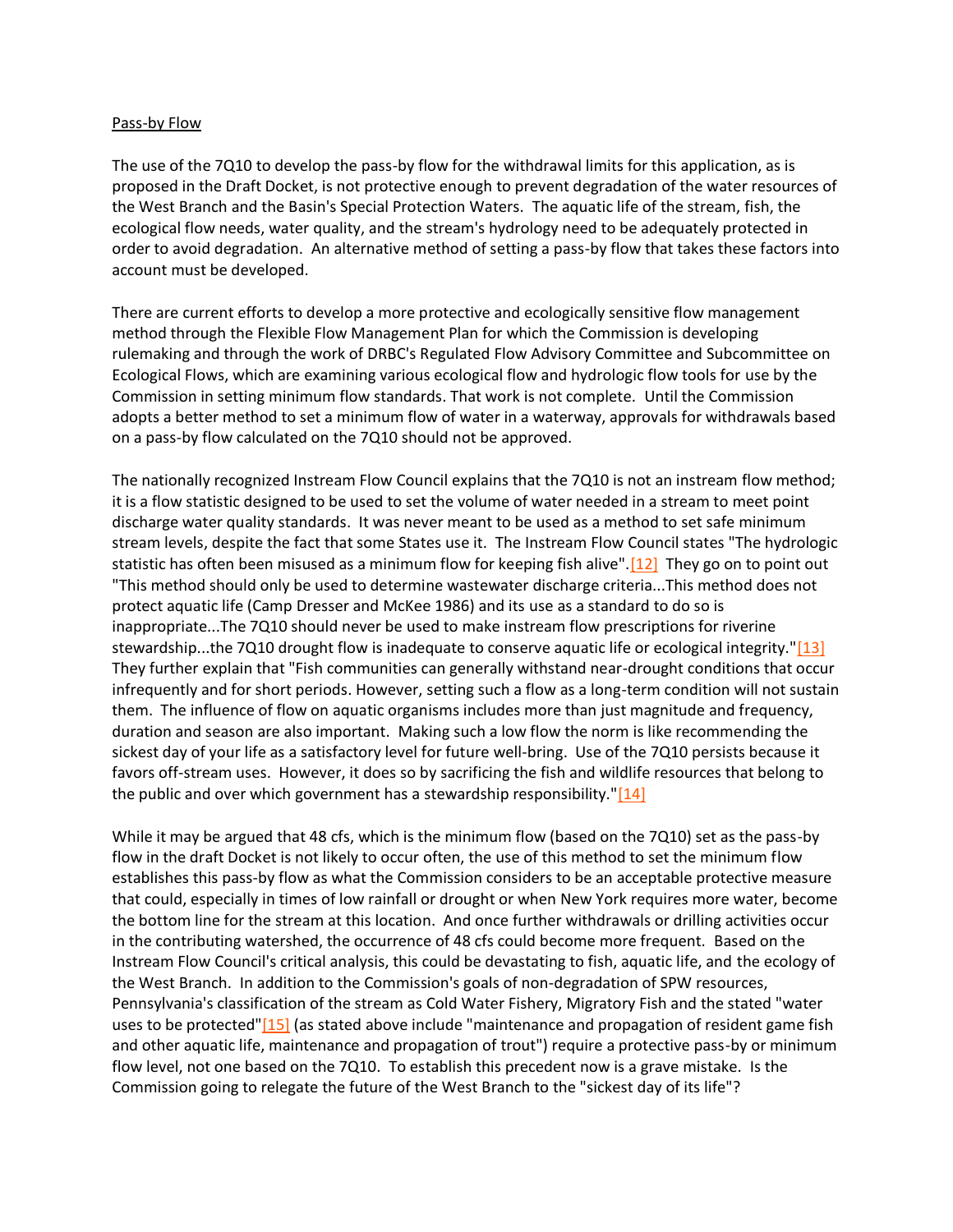Pass-by Flow

The use of the 7Q10 to develop the pass-by flow for the withdrawal limits for this application, as is proposed in the Draft Docket, is not protective enough to prevent degradation of the water resources of the West Branch and the Basin's Special Protection Waters. The aquatic life of the stream, fish, the ecological flow needs, water quality, and the stream's hydrology need to be adequately protected in order to avoid degradation. An alternative method of setting a pass-by flow that takes these factors into account must be developed.

There are current efforts to develop a more protective and ecologically sensitive flow management method through the Flexible Flow Management Plan for which the Commission is developing rulemaking and through the work of DRBC's Regulated Flow Advisory Committee and Subcommittee on Ecological Flows, which are examining various ecological flow and hydrologic flow tools for use by the Commission in setting minimum flow standards. That work is not complete. Until the Commission adopts a better method to set a minimum flow of water in a waterway, approvals for withdrawals based on a pass-by flow calculated on the 7Q10 should not be approved.

The nationally recognized Instream Flow Council explains that the 7Q10 is not an instream flow method; it is a flow statistic designed to be used to set the volume of water needed in a stream to meet point discharge water quality standards. It was never meant to be used as a method to set safe minimum stream levels, despite the fact that some States use it. The Instream Flow Council states "The hydrologic statistic has often been misused as a minimum flow for keeping fish alive".[12] They go on to point out "This method should only be used to determine wastewater discharge criteria...This method does not protect aquatic life (Camp Dresser and McKee 1986) and its use as a standard to do so is inappropriate...The 7Q10 should never be used to make instream flow prescriptions for riverine stewardship...the 7Q10 drought flow is inadequate to conserve aquatic life or ecological integrity."[13] They further explain that "Fish communities can generally withstand near-drought conditions that occur infrequently and for short periods. However, setting such a flow as a long-term condition will not sustain them. The influence of flow on aquatic organisms includes more than just magnitude and frequency, duration and season are also important. Making such a low flow the norm is like recommending the sickest day of your life as a satisfactory level for future well-bring. Use of the 7Q10 persists because it favors off-stream uses. However, it does so by sacrificing the fish and wildlife resources that belong to the public and over which government has a stewardship responsibility."[14]

While it may be argued that 48 cfs, which is the minimum flow (based on the 7Q10) set as the pass-by flow in the draft Docket is not likely to occur often, the use of this method to set the minimum flow establishes this pass-by flow as what the Commission considers to be an acceptable protective measure that could, especially in times of low rainfall or drought or when New York requires more water, become the bottom line for the stream at this location. And once further withdrawals or drilling activities occur in the contributing watershed, the occurrence of 48 cfs could become more frequent. Based on the Instream Flow Council's critical analysis, this could be devastating to fish, aquatic life, and the ecology of the West Branch. In addition to the Commission's goals of non-degradation of SPW resources, Pennsylvania's classification of the stream as Cold Water Fishery, Migratory Fish and the stated "water uses to be protected"[15] (as stated above include "maintenance and propagation of resident game fish and other aquatic life, maintenance and propagation of trout") require a protective pass-by or minimum flow level, not one based on the 7Q10. To establish this precedent now is a grave mistake. Is the Commission going to relegate the future of the West Branch to the "sickest day of its life"?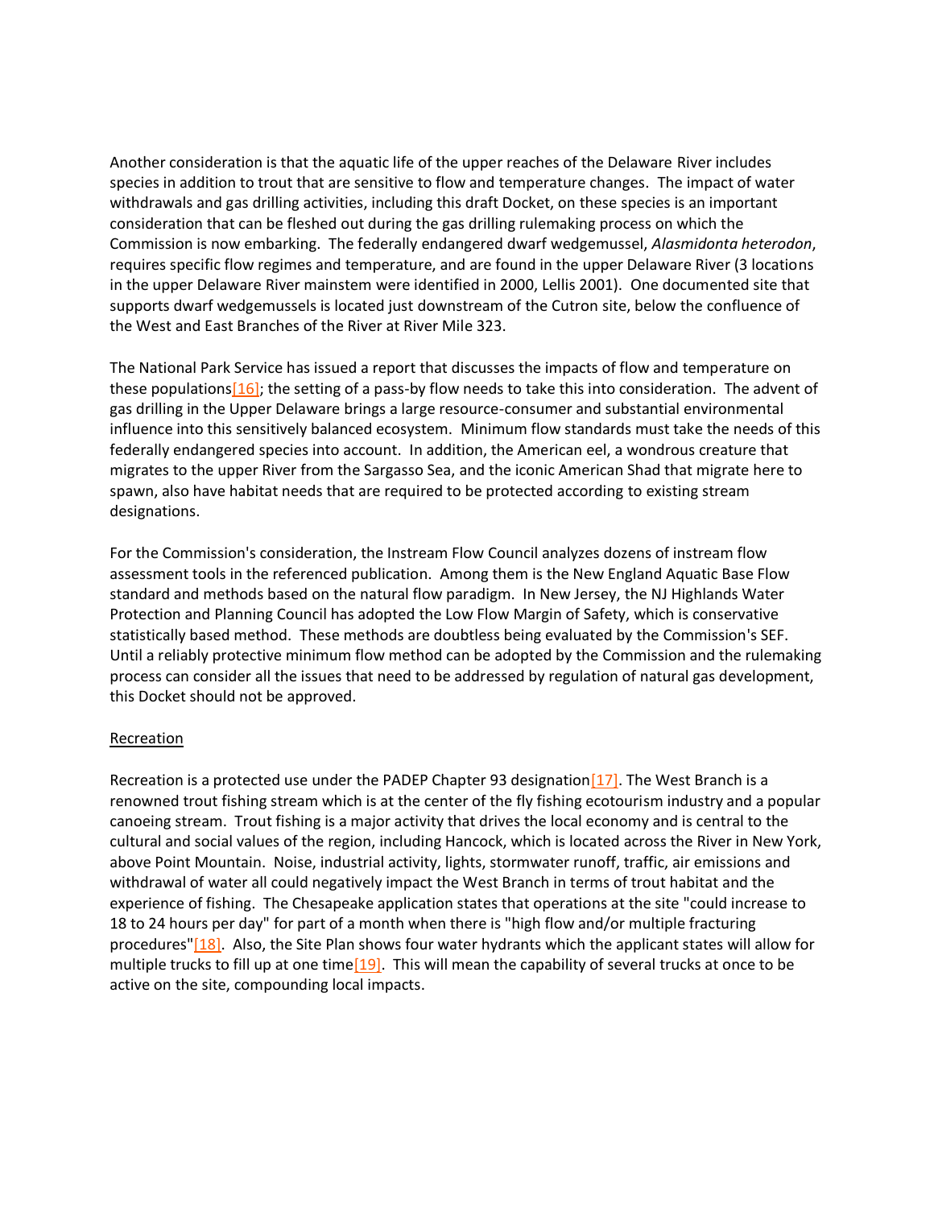Another consideration is that the aquatic life of the upper reaches of the Delaware River includes species in addition to trout that are sensitive to flow and temperature changes. The impact of water withdrawals and gas drilling activities, including this draft Docket, on these species is an important consideration that can be fleshed out during the gas drilling rulemaking process on which the Commission is now embarking. The federally endangered dwarf wedgemussel, *Alasmidonta heterodon*, requires specific flow regimes and temperature, and are found in the upper Delaware River (3 locations in the upper Delaware River mainstem were identified in 2000, Lellis 2001). One documented site that supports dwarf wedgemussels is located just downstream of the Cutron site, below the confluence of the West and East Branches of the River at River Mile 323.

The National Park Service has issued a report that discusses the impacts of flow and temperature on these populations[16]; the setting of a pass-by flow needs to take this into consideration. The advent of gas drilling in the Upper Delaware brings a large resource-consumer and substantial environmental influence into this sensitively balanced ecosystem. Minimum flow standards must take the needs of this federally endangered species into account. In addition, the American eel, a wondrous creature that migrates to the upper River from the Sargasso Sea, and the iconic American Shad that migrate here to spawn, also have habitat needs that are required to be protected according to existing stream designations.

For the Commission's consideration, the Instream Flow Council analyzes dozens of instream flow assessment tools in the referenced publication. Among them is the New England Aquatic Base Flow standard and methods based on the natural flow paradigm. In New Jersey, the NJ Highlands Water Protection and Planning Council has adopted the Low Flow Margin of Safety, which is conservative statistically based method. These methods are doubtless being evaluated by the Commission's SEF. Until a reliably protective minimum flow method can be adopted by the Commission and the rulemaking process can consider all the issues that need to be addressed by regulation of natural gas development, this Docket should not be approved.

## Recreation

Recreation is a protected use under the PADEP Chapter 93 designation[17]. The West Branch is a renowned trout fishing stream which is at the center of the fly fishing ecotourism industry and a popular canoeing stream. Trout fishing is a major activity that drives the local economy and is central to the cultural and social values of the region, including Hancock, which is located across the River in New York, above Point Mountain. Noise, industrial activity, lights, stormwater runoff, traffic, air emissions and withdrawal of water all could negatively impact the West Branch in terms of trout habitat and the experience of fishing. The Chesapeake application states that operations at the site "could increase to 18 to 24 hours per day" for part of a month when there is "high flow and/or multiple fracturing procedures"[18]. Also, the Site Plan shows four water hydrants which the applicant states will allow for multiple trucks to fill up at one time[19]. This will mean the capability of several trucks at once to be active on the site, compounding local impacts.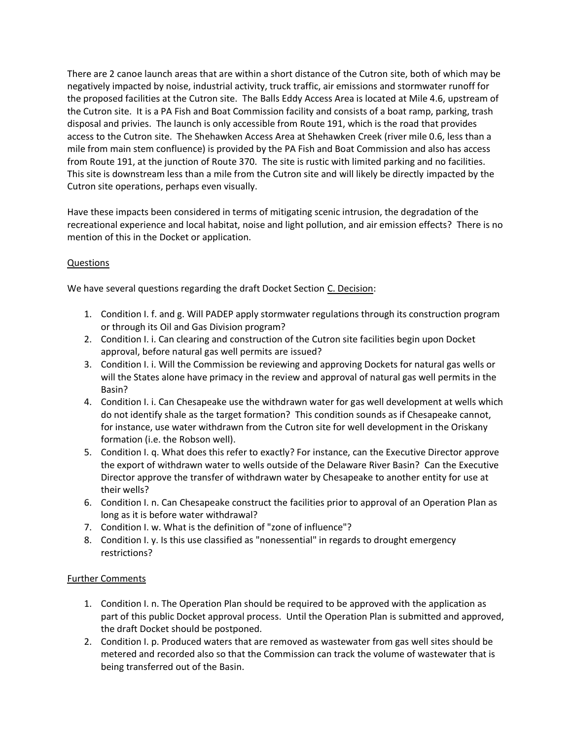There are 2 canoe launch areas that are within a short distance of the Cutron site, both of which may be negatively impacted by noise, industrial activity, truck traffic, air emissions and stormwater runoff for the proposed facilities at the Cutron site. The Balls Eddy Access Area is located at Mile 4.6, upstream of the Cutron site. It is a PA Fish and Boat Commission facility and consists of a boat ramp, parking, trash disposal and privies. The launch is only accessible from Route 191, which is the road that provides access to the Cutron site. The Shehawken Access Area at Shehawken Creek (river mile 0.6, less than a mile from main stem confluence) is provided by the PA Fish and Boat Commission and also has access from Route 191, at the junction of Route 370. The site is rustic with limited parking and no facilities. This site is downstream less than a mile from the Cutron site and will likely be directly impacted by the Cutron site operations, perhaps even visually.

Have these impacts been considered in terms of mitigating scenic intrusion, the degradation of the recreational experience and local habitat, noise and light pollution, and air emission effects? There is no mention of this in the Docket or application.

<u>Questions</u>

We have several questions regarding the draft Docket Section <u>C. Decision</u>:

1. Condition I. f. and g. Will PADEP apply stormwater regulations through its construction program or through its Oil and Gas Division program?
2. Condition I. i. Can clearing and construction of the Cutron site facilities begin upon Docket approval, before natural gas well permits are issued?
3. Condition I. i. Will the Commission be reviewing and approving Dockets for natural gas wells or will the States alone have primacy in the review and approval of natural gas well permits in the Basin?
4. Condition I. i. Can Chesapeake use the withdrawn water for gas well development at wells which do not identify shale as the target formation? This condition sounds as if Chesapeake cannot, for instance, use water withdrawn from the Cutron site for well development in the Oriskany formation (i.e. the Robson well).
5. Condition I. q. What does this refer to exactly? For instance, can the Executive Director approve the export of withdrawn water to wells outside of the Delaware River Basin? Can the Executive Director approve the transfer of withdrawn water by Chesapeake to another entity for use at their wells?
6. Condition I. n. Can Chesapeake construct the facilities prior to approval of an Operation Plan as long as it is before water withdrawal?
7. Condition I. w. What is the definition of "zone of influence"?
8. Condition I. y. Is this use classified as "nonessential" in regards to drought emergency restrictions?

<u>Further Comments</u>

1. Condition I. n. The Operation Plan should be required to be approved with the application as part of this public Docket approval process. Until the Operation Plan is submitted and approved, the draft Docket should be postponed.
2. Condition I. p. Produced waters that are removed as wastewater from gas well sites should be metered and recorded also so that the Commission can track the volume of wastewater that is being transferred out of the Basin.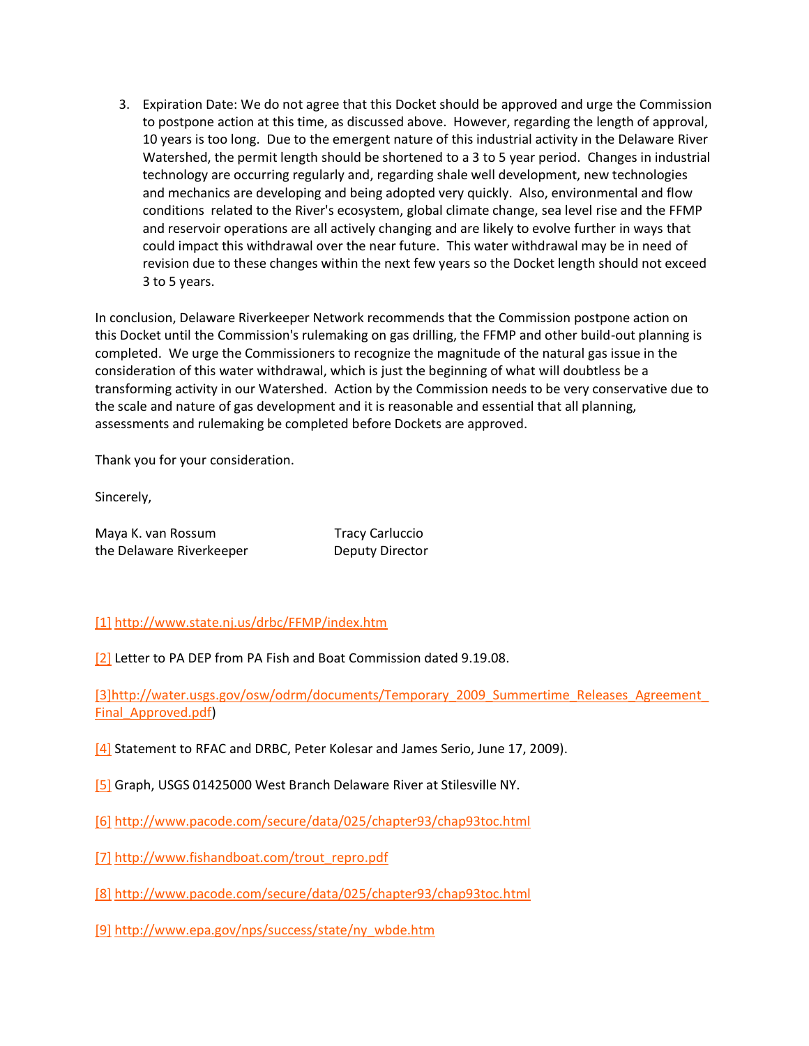3. Expiration Date: We do not agree that this Docket should be approved and urge the Commission to postpone action at this time, as discussed above. However, regarding the length of approval, 10 years is too long. Due to the emergent nature of this industrial activity in the Delaware River Watershed, the permit length should be shortened to a 3 to 5 year period. Changes in industrial technology are occurring regularly and, regarding shale well development, new technologies and mechanics are developing and being adopted very quickly. Also, environmental and flow conditions related to the River's ecosystem, global climate change, sea level rise and the FFMP and reservoir operations are all actively changing and are likely to evolve further in ways that could impact this withdrawal over the near future. This water withdrawal may be in need of revision due to these changes within the next few years so the Docket length should not exceed 3 to 5 years.

In conclusion, Delaware Riverkeeper Network recommends that the Commission postpone action on this Docket until the Commission's rulemaking on gas drilling, the FFMP and other build-out planning is completed. We urge the Commissioners to recognize the magnitude of the natural gas issue in the consideration of this water withdrawal, which is just the beginning of what will doubtless be a transforming activity in our Watershed. Action by the Commission needs to be very conservative due to the scale and nature of gas development and it is reasonable and essential that all planning, assessments and rulemaking be completed before Dockets are approved.

Thank you for your consideration.

Sincerely,

| | |
|---|---|
| Maya K. van Rossum | Tracy Carluccio |
| the Delaware Riverkeeper | Deputy Director |

[1] http://www.state.nj.us/drbc/FFMP/index.htm

[2] Letter to PA DEP from PA Fish and Boat Commission dated 9.19.08.

[3]http://water.usgs.gov/osw/odrm/documents/Temporary_2009_Summertime_Releases_Agreement_Final_Approved.pdf)

[4] Statement to RFAC and DRBC, Peter Kolesar and James Serio, June 17, 2009).

[5] Graph, USGS 01425000 West Branch Delaware River at Stilesville NY.

[6] http://www.pacode.com/secure/data/025/chapter93/chap93toc.html

[7] http://www.fishandboat.com/trout_repro.pdf

[8] http://www.pacode.com/secure/data/025/chapter93/chap93toc.html

[9] http://www.epa.gov/nps/success/state/ny_wbde.htm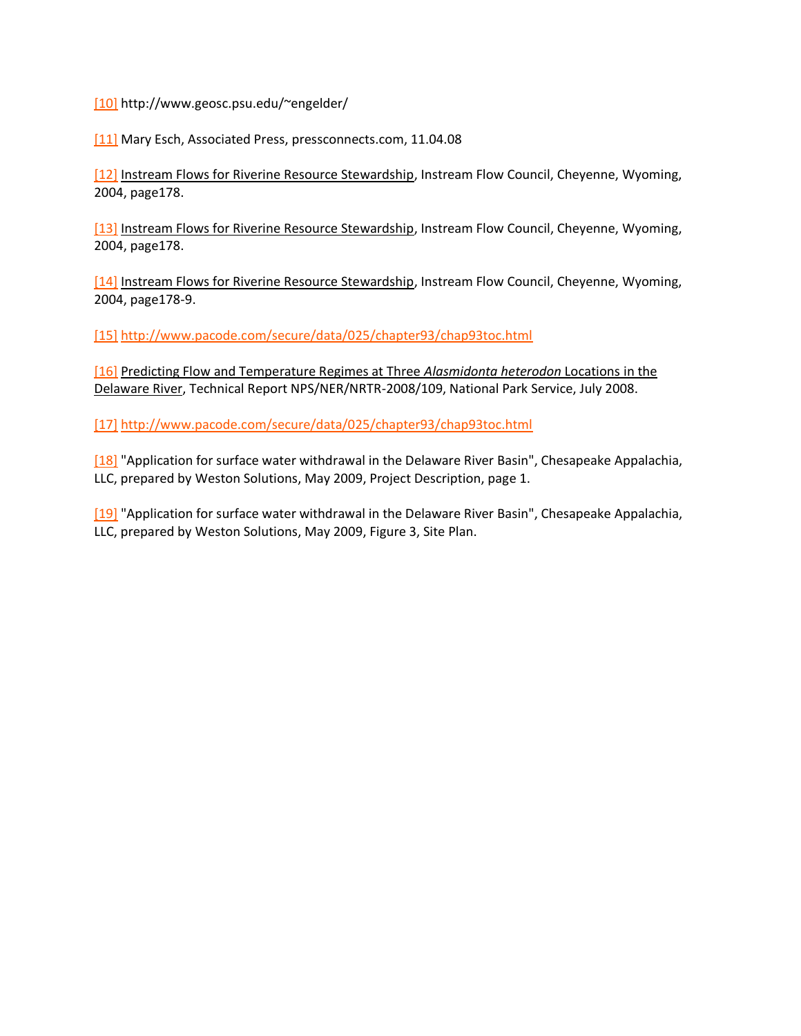[10] http://www.geosc.psu.edu/~engelder/

[11] Mary Esch, Associated Press, pressconnects.com, 11.04.08

[12] Instream Flows for Riverine Resource Stewardship, Instream Flow Council, Cheyenne, Wyoming, 2004, page178.

[13] Instream Flows for Riverine Resource Stewardship, Instream Flow Council, Cheyenne, Wyoming, 2004, page178.

[14] Instream Flows for Riverine Resource Stewardship, Instream Flow Council, Cheyenne, Wyoming, 2004, page178-9.

[15] http://www.pacode.com/secure/data/025/chapter93/chap93toc.html

[16] Predicting Flow and Temperature Regimes at Three *Alasmidonta heterodon* Locations in the Delaware River, Technical Report NPS/NER/NRTR-2008/109, National Park Service, July 2008.

[17] http://www.pacode.com/secure/data/025/chapter93/chap93toc.html

[18] "Application for surface water withdrawal in the Delaware River Basin", Chesapeake Appalachia, LLC, prepared by Weston Solutions, May 2009, Project Description, page 1.

[19] "Application for surface water withdrawal in the Delaware River Basin", Chesapeake Appalachia, LLC, prepared by Weston Solutions, May 2009, Figure 3, Site Plan.